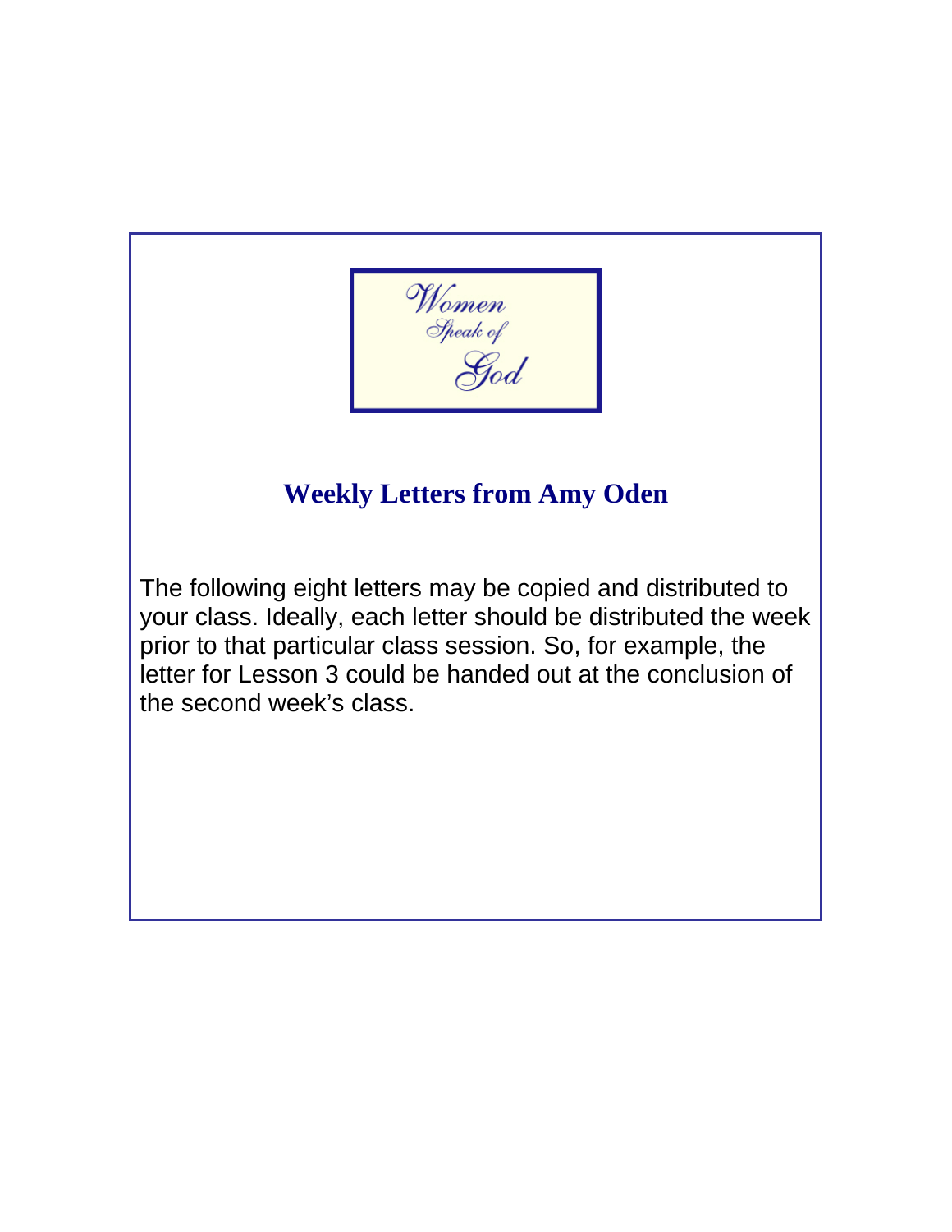Women
Speak of
God

## Weekly Letters from Amy Oden

The following eight letters may be copied and distributed to your class. Ideally, each letter should be distributed the week prior to that particular class session. So, for example, the letter for Lesson 3 could be handed out at the conclusion of the second week's class.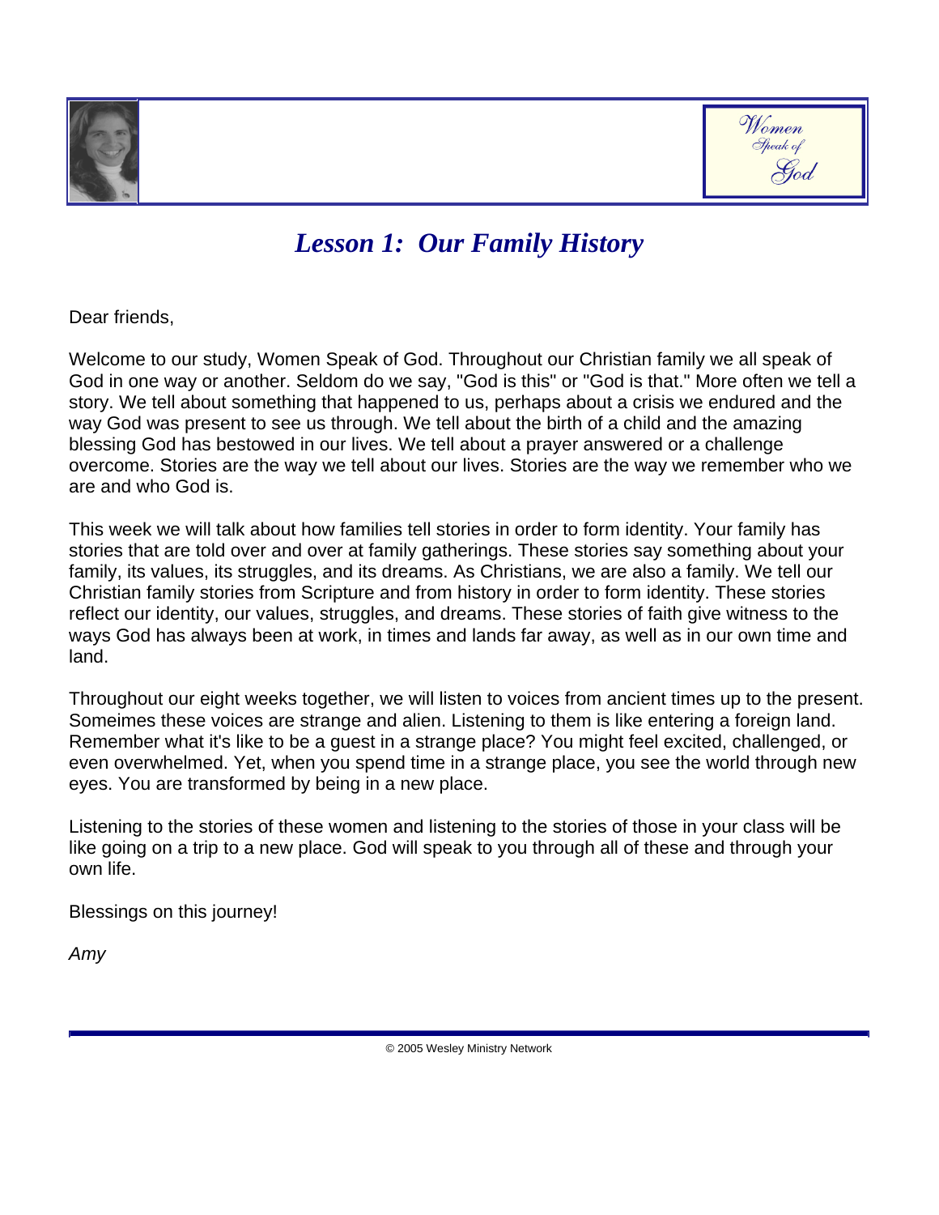# *Lesson 1: Our Family History*

Dear friends,

Welcome to our study, Women Speak of God. Throughout our Christian family we all speak of God in one way or another. Seldom do we say, "God is this" or "God is that." More often we tell a story. We tell about something that happened to us, perhaps about a crisis we endured and the way God was present to see us through. We tell about the birth of a child and the amazing blessing God has bestowed in our lives. We tell about a prayer answered or a challenge overcome. Stories are the way we tell about our lives. Stories are the way we remember who we are and who God is.

This week we will talk about how families tell stories in order to form identity. Your family has stories that are told over and over at family gatherings. These stories say something about your family, its values, its struggles, and its dreams. As Christians, we are also a family. We tell our Christian family stories from Scripture and from history in order to form identity. These stories reflect our identity, our values, struggles, and dreams. These stories of faith give witness to the ways God has always been at work, in times and lands far away, as well as in our own time and land.

Throughout our eight weeks together, we will listen to voices from ancient times up to the present. Someimes these voices are strange and alien. Listening to them is like entering a foreign land. Remember what it's like to be a guest in a strange place? You might feel excited, challenged, or even overwhelmed. Yet, when you spend time in a strange place, you see the world through new eyes. You are transformed by being in a new place.

Listening to the stories of these women and listening to the stories of those in your class will be like going on a trip to a new place. God will speak to you through all of these and through your own life.

Blessings on this journey!

*Amy*

© 2005 Wesley Ministry Network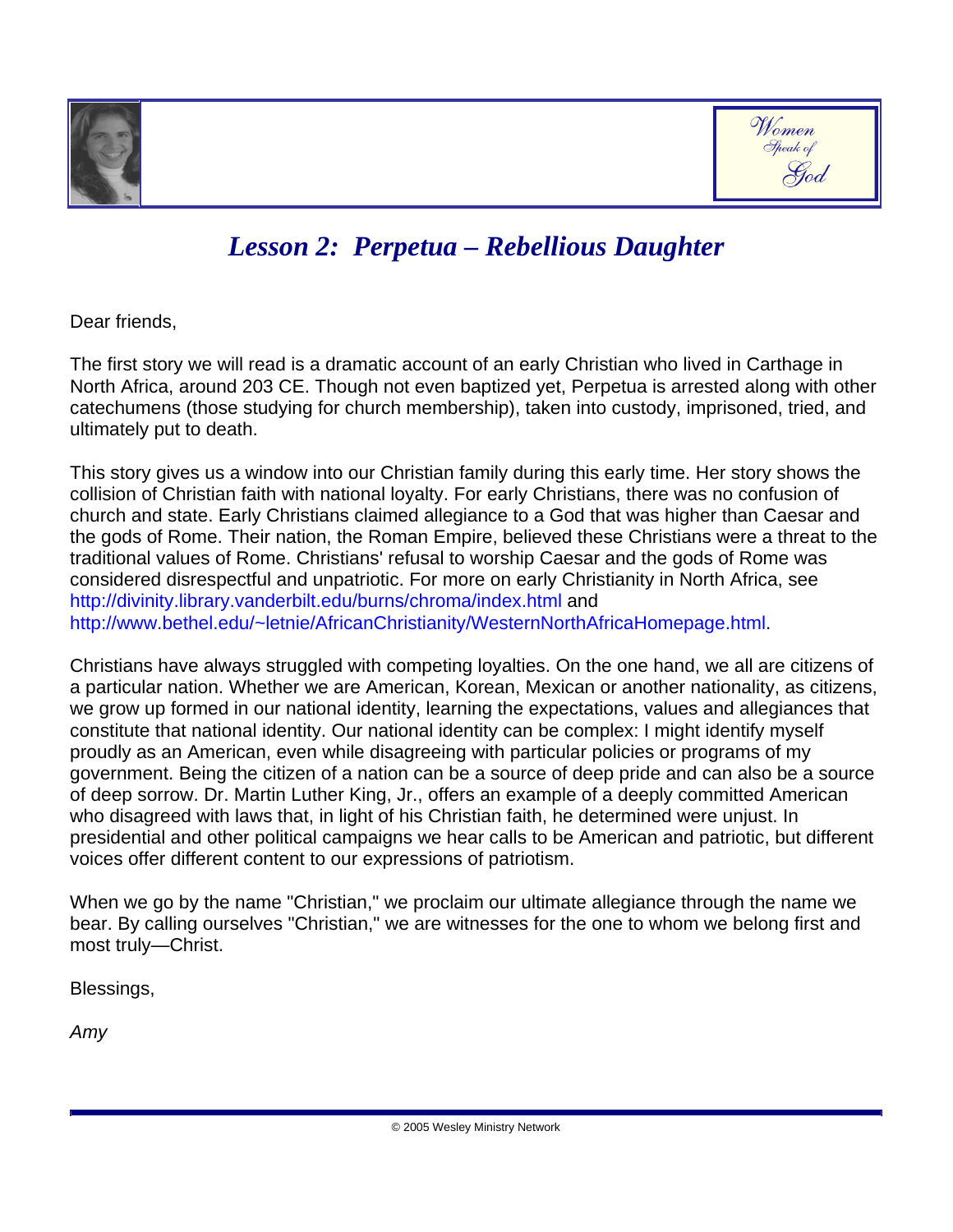## *Lesson 2: Perpetua – Rebellious Daughter*

Dear friends,

The first story we will read is a dramatic account of an early Christian who lived in Carthage in North Africa, around 203 CE. Though not even baptized yet, Perpetua is arrested along with other catechumens (those studying for church membership), taken into custody, imprisoned, tried, and ultimately put to death.

This story gives us a window into our Christian family during this early time. Her story shows the collision of Christian faith with national loyalty. For early Christians, there was no confusion of church and state. Early Christians claimed allegiance to a God that was higher than Caesar and the gods of Rome. Their nation, the Roman Empire, believed these Christians were a threat to the traditional values of Rome. Christians' refusal to worship Caesar and the gods of Rome was considered disrespectful and unpatriotic. For more on early Christianity in North Africa, see http://divinity.library.vanderbilt.edu/burns/chroma/index.html and http://www.bethel.edu/~letnie/AfricanChristianity/WesternNorthAfricaHomepage.html.

Christians have always struggled with competing loyalties. On the one hand, we all are citizens of a particular nation. Whether we are American, Korean, Mexican or another nationality, as citizens, we grow up formed in our national identity, learning the expectations, values and allegiances that constitute that national identity. Our national identity can be complex: I might identify myself proudly as an American, even while disagreeing with particular policies or programs of my government. Being the citizen of a nation can be a source of deep pride and can also be a source of deep sorrow. Dr. Martin Luther King, Jr., offers an example of a deeply committed American who disagreed with laws that, in light of his Christian faith, he determined were unjust. In presidential and other political campaigns we hear calls to be American and patriotic, but different voices offer different content to our expressions of patriotism.

When we go by the name "Christian," we proclaim our ultimate allegiance through the name we bear. By calling ourselves "Christian," we are witnesses for the one to whom we belong first and most truly—Christ.

Blessings,

*Amy*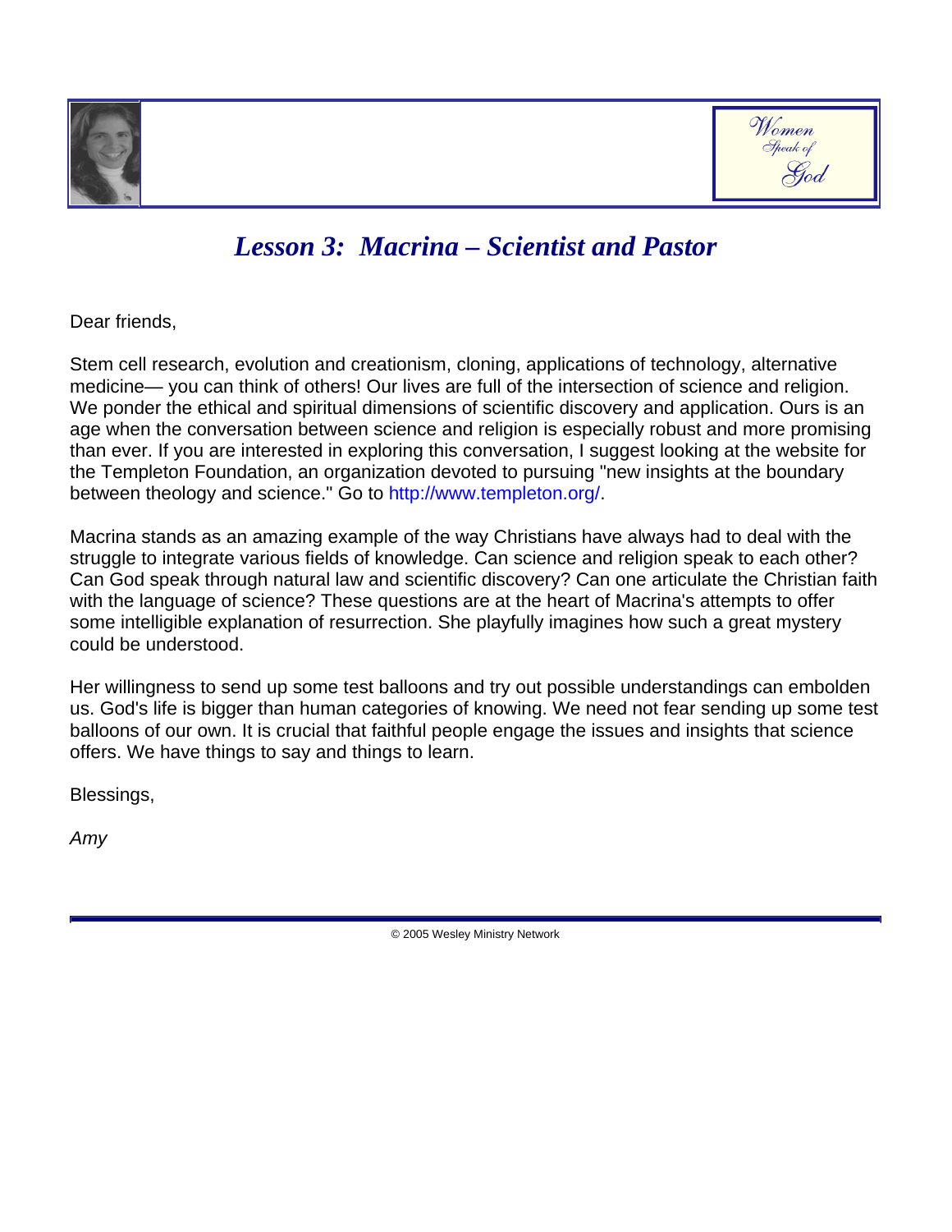# *Lesson 3: Macrina – Scientist and Pastor*

Dear friends,

Stem cell research, evolution and creationism, cloning, applications of technology, alternative medicine— you can think of others! Our lives are full of the intersection of science and religion. We ponder the ethical and spiritual dimensions of scientific discovery and application. Ours is an age when the conversation between science and religion is especially robust and more promising than ever. If you are interested in exploring this conversation, I suggest looking at the website for the Templeton Foundation, an organization devoted to pursuing "new insights at the boundary between theology and science." Go to http://www.templeton.org/.

Macrina stands as an amazing example of the way Christians have always had to deal with the struggle to integrate various fields of knowledge. Can science and religion speak to each other? Can God speak through natural law and scientific discovery? Can one articulate the Christian faith with the language of science? These questions are at the heart of Macrina's attempts to offer some intelligible explanation of resurrection. She playfully imagines how such a great mystery could be understood.

Her willingness to send up some test balloons and try out possible understandings can embolden us. God's life is bigger than human categories of knowing. We need not fear sending up some test balloons of our own. It is crucial that faithful people engage the issues and insights that science offers. We have things to say and things to learn.

Blessings,

*Amy*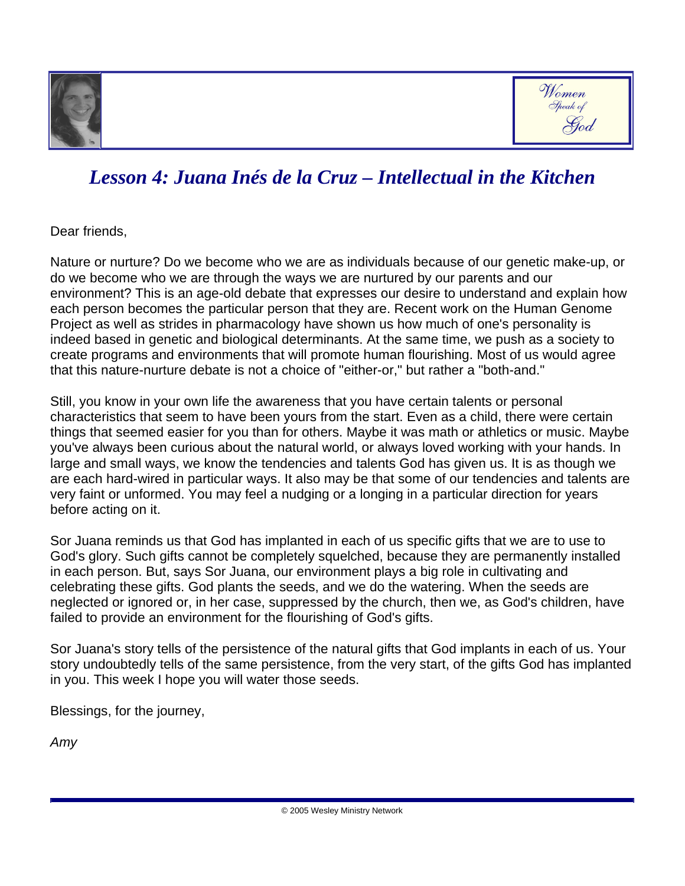# *Lesson 4: Juana Inés de la Cruz – Intellectual in the Kitchen*

Dear friends,

Nature or nurture? Do we become who we are as individuals because of our genetic make-up, or do we become who we are through the ways we are nurtured by our parents and our environment? This is an age-old debate that expresses our desire to understand and explain how each person becomes the particular person that they are. Recent work on the Human Genome Project as well as strides in pharmacology have shown us how much of one's personality is indeed based in genetic and biological determinants. At the same time, we push as a society to create programs and environments that will promote human flourishing. Most of us would agree that this nature-nurture debate is not a choice of "either-or," but rather a "both-and."

Still, you know in your own life the awareness that you have certain talents or personal characteristics that seem to have been yours from the start. Even as a child, there were certain things that seemed easier for you than for others. Maybe it was math or athletics or music. Maybe you've always been curious about the natural world, or always loved working with your hands. In large and small ways, we know the tendencies and talents God has given us. It is as though we are each hard-wired in particular ways. It also may be that some of our tendencies and talents are very faint or unformed. You may feel a nudging or a longing in a particular direction for years before acting on it.

Sor Juana reminds us that God has implanted in each of us specific gifts that we are to use to God's glory. Such gifts cannot be completely squelched, because they are permanently installed in each person. But, says Sor Juana, our environment plays a big role in cultivating and celebrating these gifts. God plants the seeds, and we do the watering. When the seeds are neglected or ignored or, in her case, suppressed by the church, then we, as God's children, have failed to provide an environment for the flourishing of God's gifts.

Sor Juana's story tells of the persistence of the natural gifts that God implants in each of us. Your story undoubtedly tells of the same persistence, from the very start, of the gifts God has implanted in you. This week I hope you will water those seeds.

Blessings, for the journey,

*Amy*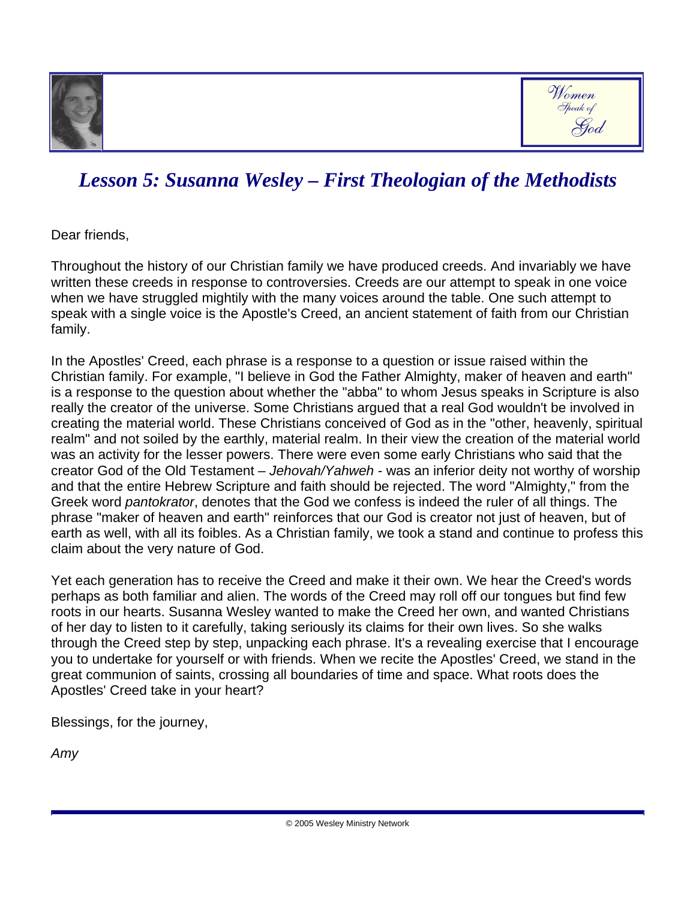# *Lesson 5: Susanna Wesley – First Theologian of the Methodists*

Dear friends,

Throughout the history of our Christian family we have produced creeds. And invariably we have written these creeds in response to controversies. Creeds are our attempt to speak in one voice when we have struggled mightily with the many voices around the table. One such attempt to speak with a single voice is the Apostle's Creed, an ancient statement of faith from our Christian family.

In the Apostles' Creed, each phrase is a response to a question or issue raised within the Christian family. For example, "I believe in God the Father Almighty, maker of heaven and earth" is a response to the question about whether the "abba" to whom Jesus speaks in Scripture is also really the creator of the universe. Some Christians argued that a real God wouldn't be involved in creating the material world. These Christians conceived of God as in the "other, heavenly, spiritual realm" and not soiled by the earthly, material realm. In their view the creation of the material world was an activity for the lesser powers. There were even some early Christians who said that the creator God of the Old Testament – *Jehovah/Yahweh* - was an inferior deity not worthy of worship and that the entire Hebrew Scripture and faith should be rejected. The word "Almighty," from the Greek word *pantokrator*, denotes that the God we confess is indeed the ruler of all things. The phrase "maker of heaven and earth" reinforces that our God is creator not just of heaven, but of earth as well, with all its foibles. As a Christian family, we took a stand and continue to profess this claim about the very nature of God.

Yet each generation has to receive the Creed and make it their own. We hear the Creed's words perhaps as both familiar and alien. The words of the Creed may roll off our tongues but find few roots in our hearts. Susanna Wesley wanted to make the Creed her own, and wanted Christians of her day to listen to it carefully, taking seriously its claims for their own lives. So she walks through the Creed step by step, unpacking each phrase. It's a revealing exercise that I encourage you to undertake for yourself or with friends. When we recite the Apostles' Creed, we stand in the great communion of saints, crossing all boundaries of time and space. What roots does the Apostles' Creed take in your heart?

Blessings, for the journey,

*Amy*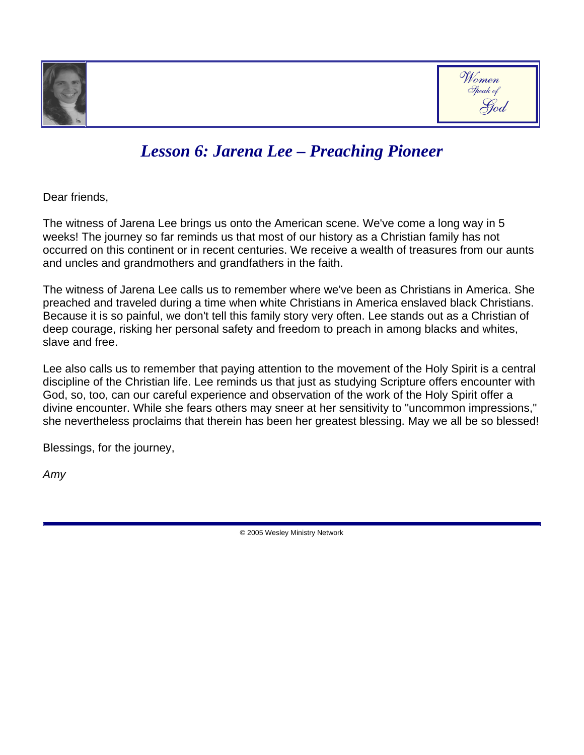# *Lesson 6: Jarena Lee – Preaching Pioneer*

Dear friends,

The witness of Jarena Lee brings us onto the American scene. We've come a long way in 5 weeks! The journey so far reminds us that most of our history as a Christian family has not occurred on this continent or in recent centuries. We receive a wealth of treasures from our aunts and uncles and grandmothers and grandfathers in the faith.

The witness of Jarena Lee calls us to remember where we've been as Christians in America. She preached and traveled during a time when white Christians in America enslaved black Christians. Because it is so painful, we don't tell this family story very often. Lee stands out as a Christian of deep courage, risking her personal safety and freedom to preach in among blacks and whites, slave and free.

Lee also calls us to remember that paying attention to the movement of the Holy Spirit is a central discipline of the Christian life. Lee reminds us that just as studying Scripture offers encounter with God, so, too, can our careful experience and observation of the work of the Holy Spirit offer a divine encounter. While she fears others may sneer at her sensitivity to "uncommon impressions," she nevertheless proclaims that therein has been her greatest blessing. May we all be so blessed!

Blessings, for the journey,

*Amy*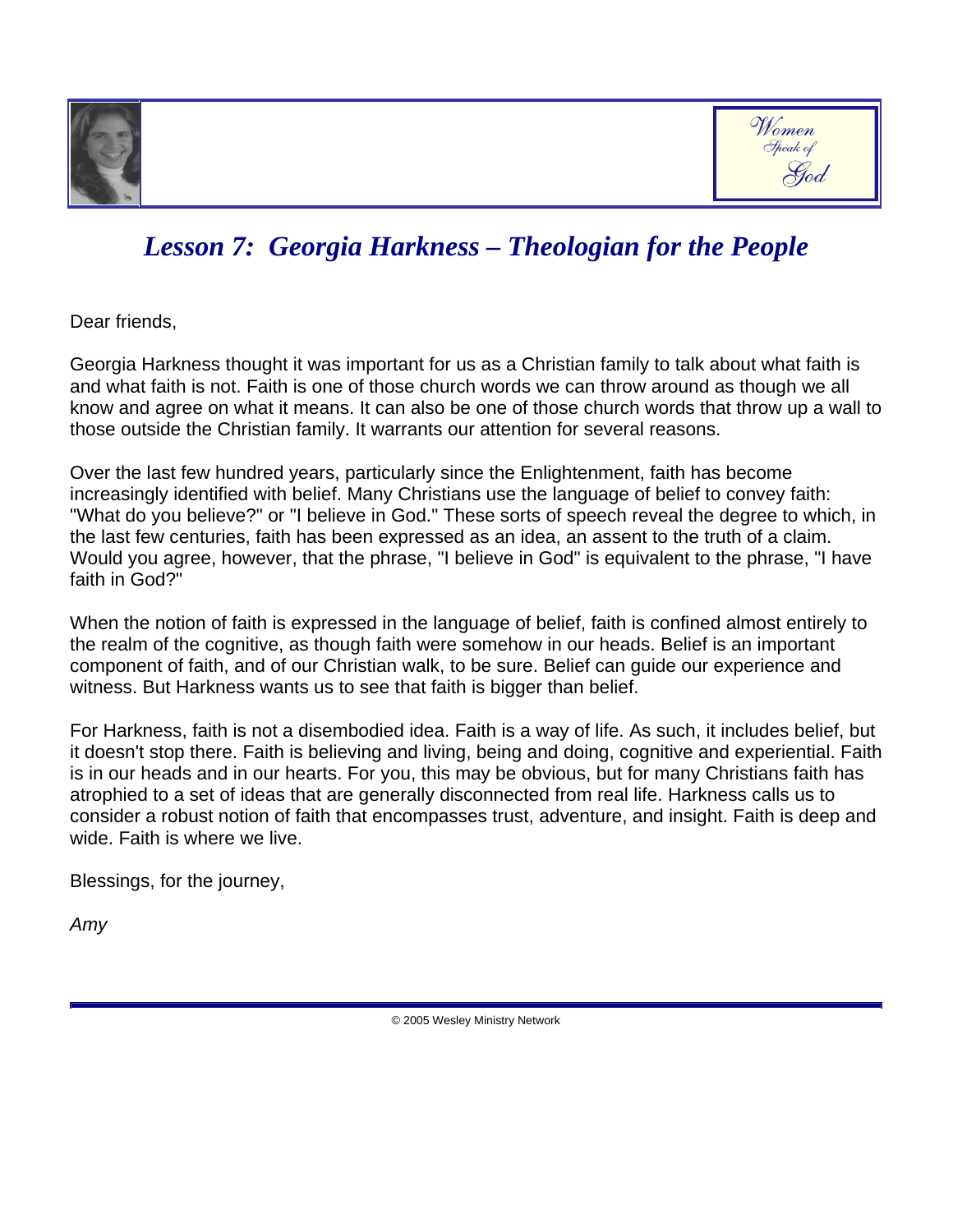# *Lesson 7: Georgia Harkness – Theologian for the People*

Dear friends,

Georgia Harkness thought it was important for us as a Christian family to talk about what faith is and what faith is not. Faith is one of those church words we can throw around as though we all know and agree on what it means. It can also be one of those church words that throw up a wall to those outside the Christian family. It warrants our attention for several reasons.

Over the last few hundred years, particularly since the Enlightenment, faith has become increasingly identified with belief. Many Christians use the language of belief to convey faith: "What do you believe?" or "I believe in God." These sorts of speech reveal the degree to which, in the last few centuries, faith has been expressed as an idea, an assent to the truth of a claim. Would you agree, however, that the phrase, "I believe in God" is equivalent to the phrase, "I have faith in God?"

When the notion of faith is expressed in the language of belief, faith is confined almost entirely to the realm of the cognitive, as though faith were somehow in our heads. Belief is an important component of faith, and of our Christian walk, to be sure. Belief can guide our experience and witness. But Harkness wants us to see that faith is bigger than belief.

For Harkness, faith is not a disembodied idea. Faith is a way of life. As such, it includes belief, but it doesn't stop there. Faith is believing and living, being and doing, cognitive and experiential. Faith is in our heads and in our hearts. For you, this may be obvious, but for many Christians faith has atrophied to a set of ideas that are generally disconnected from real life. Harkness calls us to consider a robust notion of faith that encompasses trust, adventure, and insight. Faith is deep and wide. Faith is where we live.

Blessings, for the journey,

*Amy*

© 2005 Wesley Ministry Network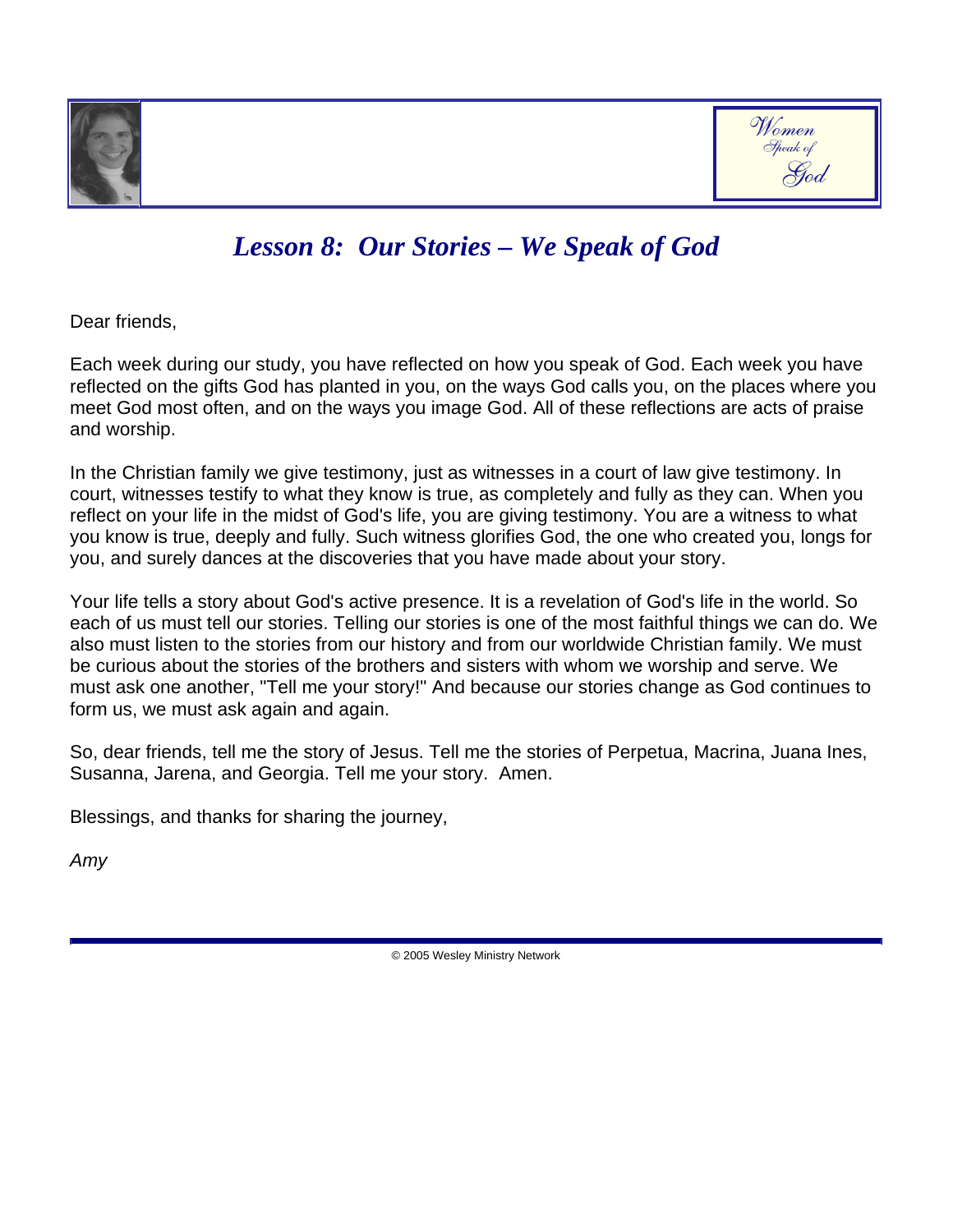Women Speak of God

# *Lesson 8: Our Stories – We Speak of God*

Dear friends,

Each week during our study, you have reflected on how you speak of God. Each week you have reflected on the gifts God has planted in you, on the ways God calls you, on the places where you meet God most often, and on the ways you image God. All of these reflections are acts of praise and worship.

In the Christian family we give testimony, just as witnesses in a court of law give testimony. In court, witnesses testify to what they know is true, as completely and fully as they can. When you reflect on your life in the midst of God's life, you are giving testimony. You are a witness to what you know is true, deeply and fully. Such witness glorifies God, the one who created you, longs for you, and surely dances at the discoveries that you have made about your story.

Your life tells a story about God's active presence. It is a revelation of God's life in the world. So each of us must tell our stories. Telling our stories is one of the most faithful things we can do. We also must listen to the stories from our history and from our worldwide Christian family. We must be curious about the stories of the brothers and sisters with whom we worship and serve. We must ask one another, "Tell me your story!" And because our stories change as God continues to form us, we must ask again and again.

So, dear friends, tell me the story of Jesus. Tell me the stories of Perpetua, Macrina, Juana Ines, Susanna, Jarena, and Georgia. Tell me your story. Amen.

Blessings, and thanks for sharing the journey,

*Amy*

© 2005 Wesley Ministry Network